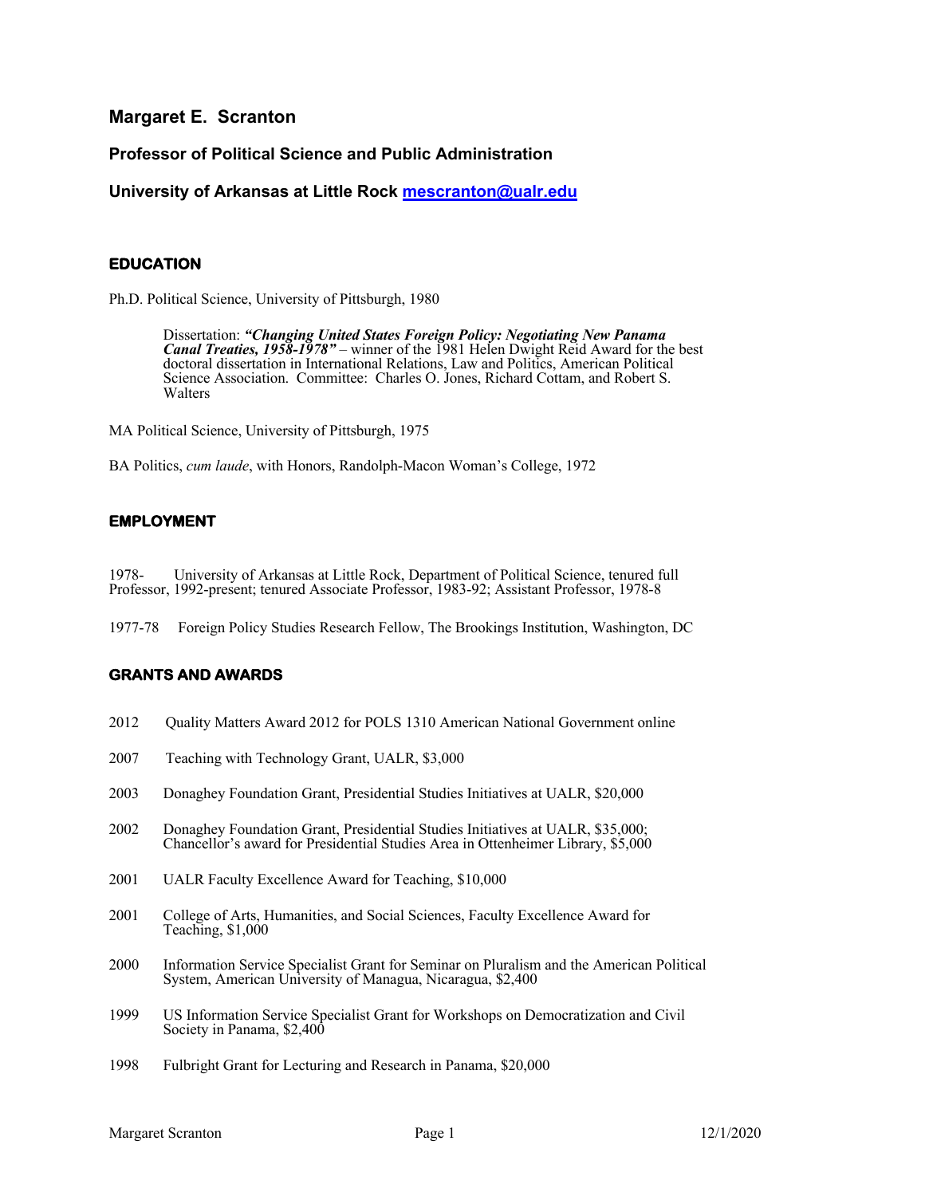# Margaret E. Scranton

**Professor of Political Science and Public Administration**

**University of Arkansas at Little Rock [mescranton@ualr.edu](mailto:mescranton@ualr.edu)**

## EDUCATION

Ph.D. Political Science, University of Pittsburgh, 1980

> Dissertation: ***"Changing United States Foreign Policy: Negotiating New Panama Canal Treaties, 1958-1978"*** – winner of the 1981 Helen Dwight Reid Award for the best doctoral dissertation in International Relations, Law and Politics, American Political Science Association. Committee: Charles O. Jones, Richard Cottam, and Robert S. Walters

MA Political Science, University of Pittsburgh, 1975

BA Politics, *cum laude*, with Honors, Randolph-Macon Woman's College, 1972

## EMPLOYMENT

1978- University of Arkansas at Little Rock, Department of Political Science, tenured full Professor, 1992-present; tenured Associate Professor, 1983-92; Assistant Professor, 1978-8

1977-78 Foreign Policy Studies Research Fellow, The Brookings Institution, Washington, DC

## GRANTS AND AWARDS

2012 Quality Matters Award 2012 for POLS 1310 American National Government online

2007 Teaching with Technology Grant, UALR, $3,000

2003 Donaghey Foundation Grant, Presidential Studies Initiatives at UALR, $20,000

2002 Donaghey Foundation Grant, Presidential Studies Initiatives at UALR, $35,000; Chancellor's award for Presidential Studies Area in Ottenheimer Library, $5,000

2001 UALR Faculty Excellence Award for Teaching, $10,000

2001 College of Arts, Humanities, and Social Sciences, Faculty Excellence Award for Teaching, $1,000

2000 Information Service Specialist Grant for Seminar on Pluralism and the American Political System, American University of Managua, Nicaragua, $2,400

1999 US Information Service Specialist Grant for Workshops on Democratization and Civil Society in Panama, $2,400

1998 Fulbright Grant for Lecturing and Research in Panama, $20,000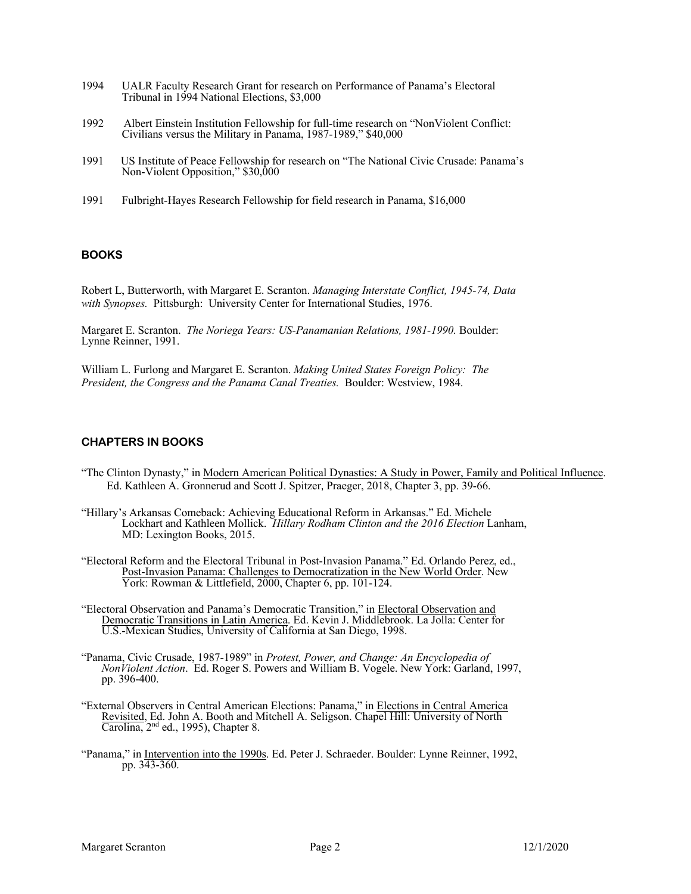1994 UALR Faculty Research Grant for research on Performance of Panama's Electoral Tribunal in 1994 National Elections, $3,000

1992 Albert Einstein Institution Fellowship for full-time research on "NonViolent Conflict: Civilians versus the Military in Panama, 1987-1989," $40,000

1991 US Institute of Peace Fellowship for research on "The National Civic Crusade: Panama's Non-Violent Opposition," $30,000

1991 Fulbright-Hayes Research Fellowship for field research in Panama, $16,000

## BOOKS

Robert L, Butterworth, with Margaret E. Scranton. *Managing Interstate Conflict, 1945-74, Data with Synopses.* Pittsburgh: University Center for International Studies, 1976.

Margaret E. Scranton. *The Noriega Years: US-Panamanian Relations, 1981-1990.* Boulder: Lynne Reinner, 1991.

William L. Furlong and Margaret E. Scranton. *Making United States Foreign Policy: The President, the Congress and the Panama Canal Treaties.* Boulder: Westview, 1984.

## CHAPTERS IN BOOKS

"The Clinton Dynasty," in <u>Modern American Political Dynasties: A Study in Power, Family and Political Influence</u>. Ed. Kathleen A. Gronnerud and Scott J. Spitzer, Praeger, 2018, Chapter 3, pp. 39-66.

"Hillary's Arkansas Comeback: Achieving Educational Reform in Arkansas." Ed. Michele Lockhart and Kathleen Mollick. *Hillary Rodham Clinton and the 2016 Election* Lanham, MD: Lexington Books, 2015.

"Electoral Reform and the Electoral Tribunal in Post-Invasion Panama." Ed. Orlando Perez, ed., <u>Post-Invasion Panama: Challenges to Democratization in the New World Order</u>. New York: Rowman & Littlefield, 2000, Chapter 6, pp. 101-124.

"Electoral Observation and Panama's Democratic Transition," in <u>Electoral Observation and Democratic Transitions in Latin America</u>. Ed. Kevin J. Middlebrook. La Jolla: Center for U.S.-Mexican Studies, University of California at San Diego, 1998.

"Panama, Civic Crusade, 1987-1989" in *Protest, Power, and Change: An Encyclopedia of NonViolent Action*. Ed. Roger S. Powers and William B. Vogele. New York: Garland, 1997, pp. 396-400.

"External Observers in Central American Elections: Panama," in <u>Elections in Central America Revisited</u>, Ed. John A. Booth and Mitchell A. Seligson. Chapel Hill: University of North Carolina, 2nd ed., 1995), Chapter 8.

"Panama," in <u>Intervention into the 1990s</u>. Ed. Peter J. Schraeder. Boulder: Lynne Reinner, 1992, pp. 343-360.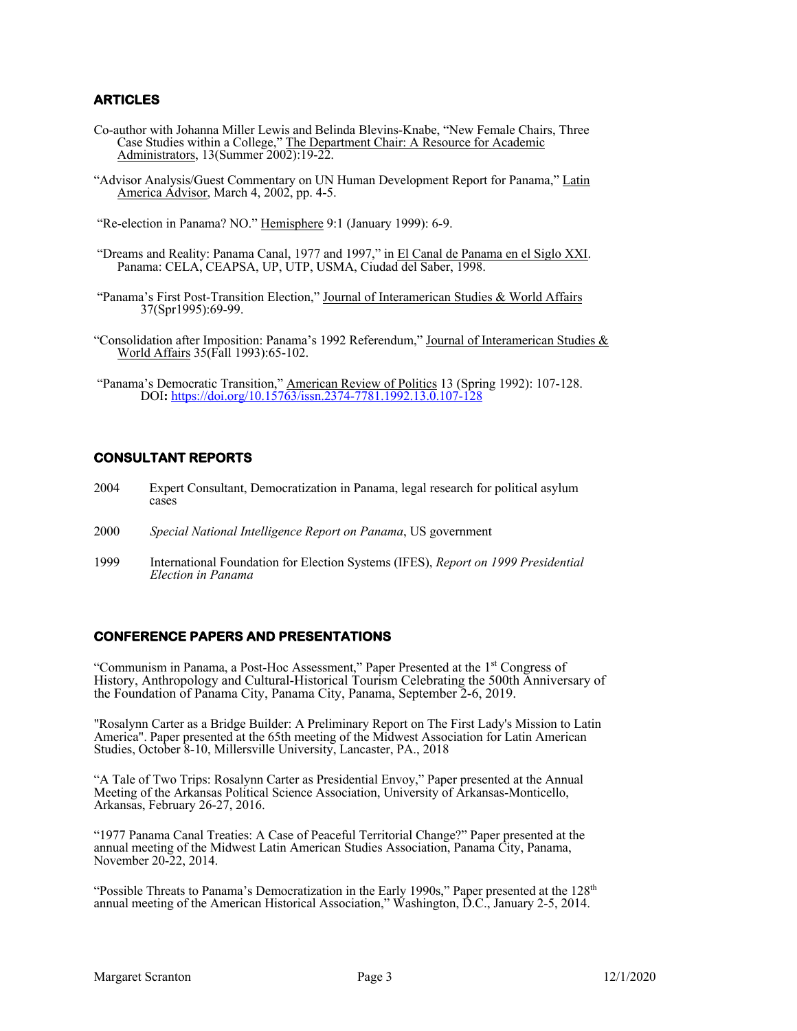## ARTICLES

Co-author with Johanna Miller Lewis and Belinda Blevins-Knabe, "New Female Chairs, Three Case Studies within a College," The Department Chair: A Resource for Academic Administrators, 13(Summer 2002):19-22.

"Advisor Analysis/Guest Commentary on UN Human Development Report for Panama," Latin America Advisor, March 4, 2002, pp. 4-5.

"Re-election in Panama? NO." Hemisphere 9:1 (January 1999): 6-9.

"Dreams and Reality: Panama Canal, 1977 and 1997," in El Canal de Panama en el Siglo XXI. Panama: CELA, CEAPSA, UP, UTP, USMA, Ciudad del Saber, 1998.

"Panama's First Post-Transition Election," Journal of Interamerican Studies & World Affairs 37(Spr1995):69-99.

"Consolidation after Imposition: Panama's 1992 Referendum," Journal of Interamerican Studies & World Affairs 35(Fall 1993):65-102.

"Panama's Democratic Transition," American Review of Politics 13 (Spring 1992): 107-128. DOI**:** https://doi.org/10.15763/issn.2374-7781.1992.13.0.107-128

## CONSULTANT REPORTS

2004 Expert Consultant, Democratization in Panama, legal research for political asylum cases

2000 *Special National Intelligence Report on Panama*, US government

1999 International Foundation for Election Systems (IFES), *Report on 1999 Presidential Election in Panama*

## CONFERENCE PAPERS AND PRESENTATIONS

"Communism in Panama, a Post-Hoc Assessment," Paper Presented at the 1st Congress of History, Anthropology and Cultural-Historical Tourism Celebrating the 500th Anniversary of the Foundation of Panama City, Panama City, Panama, September 2-6, 2019.

"Rosalynn Carter as a Bridge Builder: A Preliminary Report on The First Lady's Mission to Latin America". Paper presented at the 65th meeting of the Midwest Association for Latin American Studies, October 8-10, Millersville University, Lancaster, PA., 2018

"A Tale of Two Trips: Rosalynn Carter as Presidential Envoy," Paper presented at the Annual Meeting of the Arkansas Political Science Association, University of Arkansas-Monticello, Arkansas, February 26-27, 2016.

"1977 Panama Canal Treaties: A Case of Peaceful Territorial Change?" Paper presented at the annual meeting of the Midwest Latin American Studies Association, Panama City, Panama, November 20-22, 2014.

"Possible Threats to Panama's Democratization in the Early 1990s," Paper presented at the 128th annual meeting of the American Historical Association," Washington, D.C., January 2-5, 2014.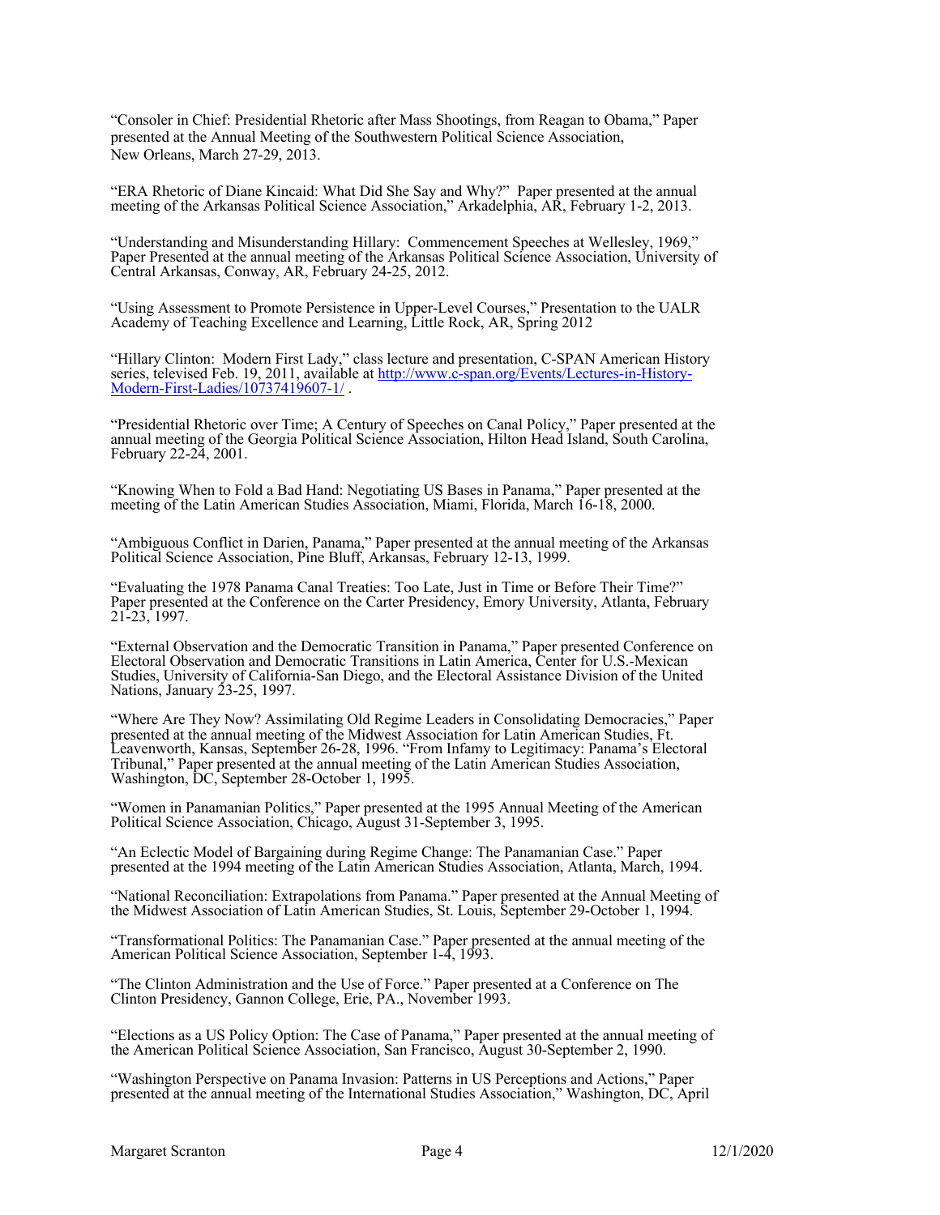"Consoler in Chief: Presidential Rhetoric after Mass Shootings, from Reagan to Obama," Paper presented at the Annual Meeting of the Southwestern Political Science Association, New Orleans, March 27-29, 2013.

"ERA Rhetoric of Diane Kincaid: What Did She Say and Why?" Paper presented at the annual meeting of the Arkansas Political Science Association," Arkadelphia, AR, February 1-2, 2013.

"Understanding and Misunderstanding Hillary: Commencement Speeches at Wellesley, 1969," Paper Presented at the annual meeting of the Arkansas Political Science Association, University of Central Arkansas, Conway, AR, February 24-25, 2012.

"Using Assessment to Promote Persistence in Upper-Level Courses," Presentation to the UALR Academy of Teaching Excellence and Learning, Little Rock, AR, Spring 2012

"Hillary Clinton: Modern First Lady," class lecture and presentation, C-SPAN American History series, televised Feb. 19, 2011, available at [http://www.c-span.org/Events/Lectures-in-History-Modern-First-Ladies/10737419607-1/](http://www.c-span.org/Events/Lectures-in-History-Modern-First-Ladies/10737419607-1/) .

"Presidential Rhetoric over Time; A Century of Speeches on Canal Policy," Paper presented at the annual meeting of the Georgia Political Science Association, Hilton Head Island, South Carolina, February 22-24, 2001.

"Knowing When to Fold a Bad Hand: Negotiating US Bases in Panama," Paper presented at the meeting of the Latin American Studies Association, Miami, Florida, March 16-18, 2000.

"Ambiguous Conflict in Darien, Panama," Paper presented at the annual meeting of the Arkansas Political Science Association, Pine Bluff, Arkansas, February 12-13, 1999.

"Evaluating the 1978 Panama Canal Treaties: Too Late, Just in Time or Before Their Time?" Paper presented at the Conference on the Carter Presidency, Emory University, Atlanta, February 21-23, 1997.

"External Observation and the Democratic Transition in Panama," Paper presented Conference on Electoral Observation and Democratic Transitions in Latin America, Center for U.S.-Mexican Studies, University of California-San Diego, and the Electoral Assistance Division of the United Nations, January 23-25, 1997.

"Where Are They Now? Assimilating Old Regime Leaders in Consolidating Democracies," Paper presented at the annual meeting of the Midwest Association for Latin American Studies, Ft. Leavenworth, Kansas, September 26-28, 1996. "From Infamy to Legitimacy: Panama's Electoral Tribunal," Paper presented at the annual meeting of the Latin American Studies Association, Washington, DC, September 28-October 1, 1995.

"Women in Panamanian Politics," Paper presented at the 1995 Annual Meeting of the American Political Science Association, Chicago, August 31-September 3, 1995.

"An Eclectic Model of Bargaining during Regime Change: The Panamanian Case." Paper presented at the 1994 meeting of the Latin American Studies Association, Atlanta, March, 1994.

"National Reconciliation: Extrapolations from Panama." Paper presented at the Annual Meeting of the Midwest Association of Latin American Studies, St. Louis, September 29-October 1, 1994.

"Transformational Politics: The Panamanian Case." Paper presented at the annual meeting of the American Political Science Association, September 1-4, 1993.

"The Clinton Administration and the Use of Force." Paper presented at a Conference on The Clinton Presidency, Gannon College, Erie, PA., November 1993.

"Elections as a US Policy Option: The Case of Panama," Paper presented at the annual meeting of the American Political Science Association, San Francisco, August 30-September 2, 1990.

"Washington Perspective on Panama Invasion: Patterns in US Perceptions and Actions," Paper presented at the annual meeting of the International Studies Association," Washington, DC, April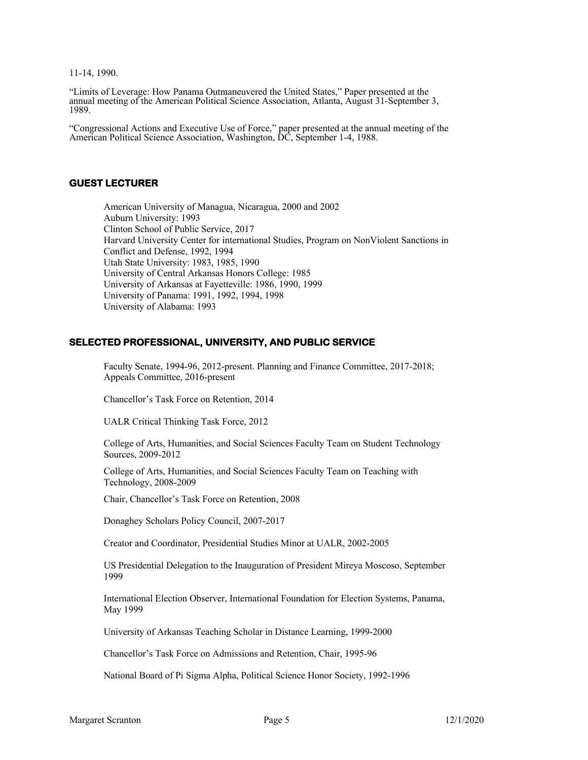11-14, 1990.

"Limits of Leverage: How Panama Outmaneuvered the United States," Paper presented at the annual meeting of the American Political Science Association, Atlanta, August 31-September 3, 1989.

"Congressional Actions and Executive Use of Force," paper presented at the annual meeting of the American Political Science Association, Washington, DC, September 1-4, 1988.

## GUEST LECTURER

American University of Managua, Nicaragua, 2000 and 2002
Auburn University: 1993
Clinton School of Public Service, 2017
Harvard University Center for international Studies, Program on NonViolent Sanctions in Conflict and Defense, 1992, 1994
Utah State University: 1983, 1985, 1990
University of Central Arkansas Honors College: 1985
University of Arkansas at Fayetteville: 1986, 1990, 1999
University of Panama: 1991, 1992, 1994, 1998
University of Alabama: 1993

## SELECTED PROFESSIONAL, UNIVERSITY, AND PUBLIC SERVICE

Faculty Senate, 1994-96, 2012-present. Planning and Finance Committee, 2017-2018; Appeals Committee, 2016-present

Chancellor's Task Force on Retention, 2014

UALR Critical Thinking Task Force, 2012

College of Arts, Humanities, and Social Sciences Faculty Team on Student Technology Sources, 2009-2012

College of Arts, Humanities, and Social Sciences Faculty Team on Teaching with Technology, 2008-2009

Chair, Chancellor's Task Force on Retention, 2008

Donaghey Scholars Policy Council, 2007-2017

Creator and Coordinator, Presidential Studies Minor at UALR, 2002-2005

US Presidential Delegation to the Inauguration of President Mireya Moscoso, September 1999

International Election Observer, International Foundation for Election Systems, Panama, May 1999

University of Arkansas Teaching Scholar in Distance Learning, 1999-2000

Chancellor's Task Force on Admissions and Retention, Chair, 1995-96

National Board of Pi Sigma Alpha, Political Science Honor Society, 1992-1996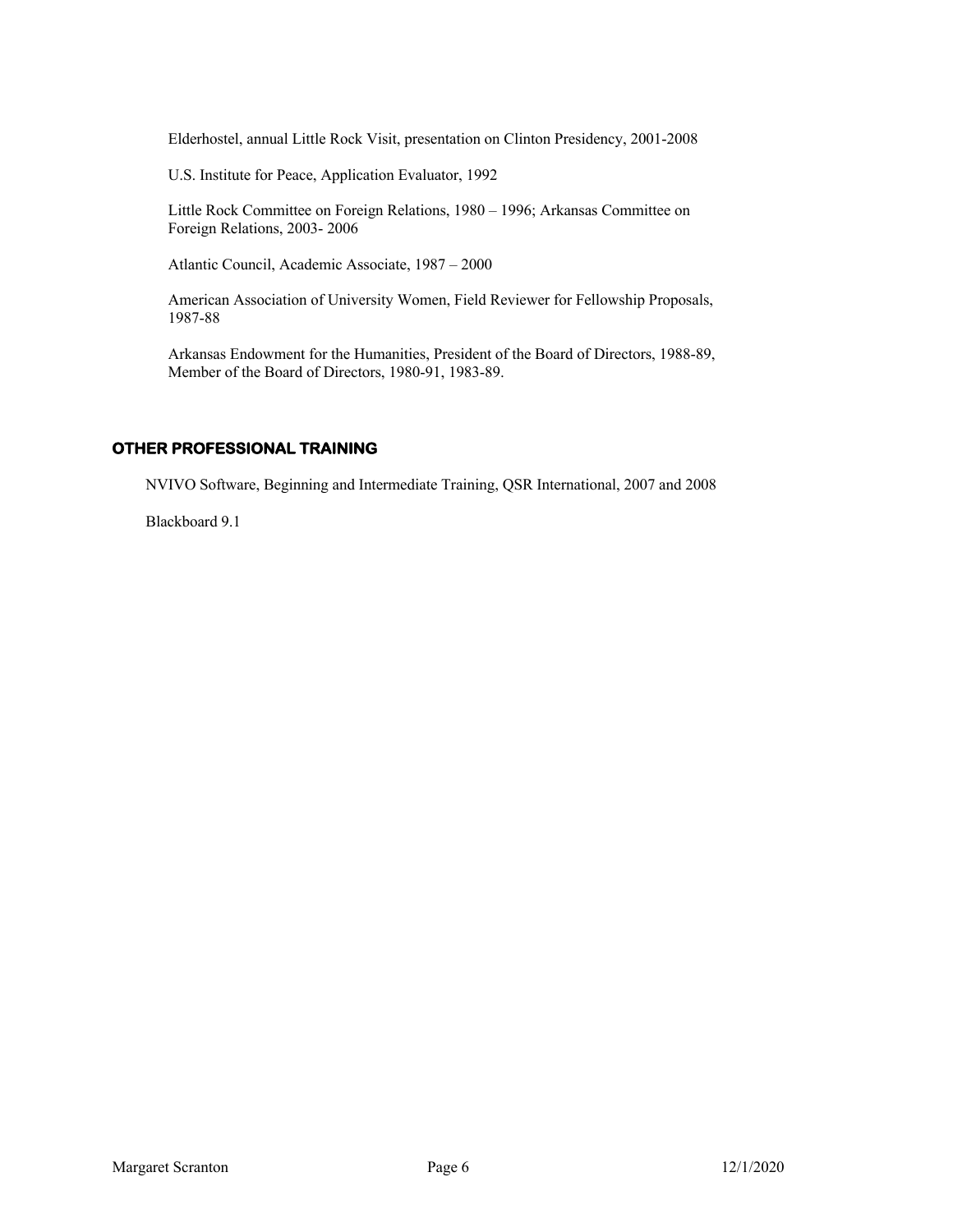Elderhostel, annual Little Rock Visit, presentation on Clinton Presidency, 2001-2008

U.S. Institute for Peace, Application Evaluator, 1992

Little Rock Committee on Foreign Relations, 1980 – 1996; Arkansas Committee on Foreign Relations, 2003- 2006

Atlantic Council, Academic Associate, 1987 – 2000

American Association of University Women, Field Reviewer for Fellowship Proposals, 1987-88

Arkansas Endowment for the Humanities, President of the Board of Directors, 1988-89, Member of the Board of Directors, 1980-91, 1983-89.

## OTHER PROFESSIONAL TRAINING

NVIVO Software, Beginning and Intermediate Training, QSR International, 2007 and 2008

Blackboard 9.1